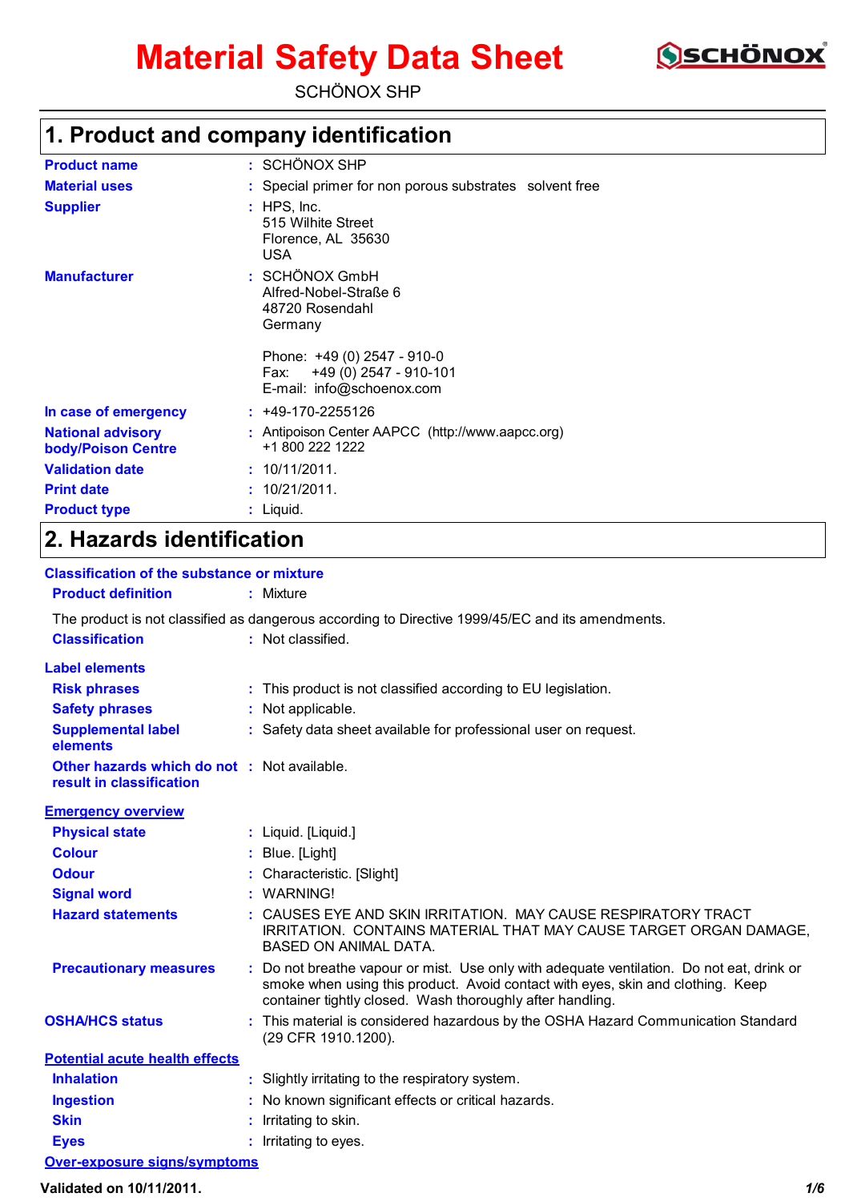# Material Safety Data Sheet

SCHÖNOX SHP

## 1. Product and company identification

| | | |
|---|---|---|
| **Product name** | : | SCHÖNOX SHP |
| **Material uses** | : | Special primer for non porous substrates solvent free |
| **Supplier** | : | HPS, Inc.<br>515 Wilhite Street<br>Florence, AL 35630<br>USA |
| **Manufacturer** | : | SCHÖNOX GmbH<br>Alfred-Nobel-Straße 6<br>48720 Rosendahl<br>Germany<br><br>Phone: +49 (0) 2547 - 910-0<br>Fax: +49 (0) 2547 - 910-101<br>E-mail: info@schoenox.com |
| **In case of emergency** | : | +49-170-2255126 |
| **National advisory body/Poison Centre** | : | Antipoison Center AAPCC (http://www.aapcc.org)<br>+1 800 222 1222 |
| **Validation date** | : | 10/11/2011. |
| **Print date** | : | 10/21/2011. |
| **Product type** | : | Liquid. |

## 2. Hazards identification

**Classification of the substance or mixture**

**Product definition** : Mixture

The product is not classified as dangerous according to Directive 1999/45/EC and its amendments.

**Classification** : Not classified.

**Label elements**

| | | |
|---|---|---|
| **Risk phrases** | : | This product is not classified according to EU legislation. |
| **Safety phrases** | : | Not applicable. |
| **Supplemental label elements** | : | Safety data sheet available for professional user on request. |
| **Other hazards which do not result in classification** | : | Not available. |

**Emergency overview**

| | | |
|---|---|---|
| **Physical state** | : | Liquid. [Liquid.] |
| **Colour** | : | Blue. [Light] |
| **Odour** | : | Characteristic. [Slight] |
| **Signal word** | : | WARNING! |
| **Hazard statements** | : | CAUSES EYE AND SKIN IRRITATION. MAY CAUSE RESPIRATORY TRACT IRRITATION. CONTAINS MATERIAL THAT MAY CAUSE TARGET ORGAN DAMAGE, BASED ON ANIMAL DATA. |
| **Precautionary measures** | : | Do not breathe vapour or mist. Use only with adequate ventilation. Do not eat, drink or smoke when using this product. Avoid contact with eyes, skin and clothing. Keep container tightly closed. Wash thoroughly after handling. |

**OSHA/HCS status** : This material is considered hazardous by the OSHA Hazard Communication Standard (29 CFR 1910.1200).

**Potential acute health effects**

| | | |
|---|---|---|
| **Inhalation** | : | Slightly irritating to the respiratory system. |
| **Ingestion** | : | No known significant effects or critical hazards. |
| **Skin** | : | Irritating to skin. |
| **Eyes** | : | Irritating to eyes. |

**Over-exposure signs/symptoms**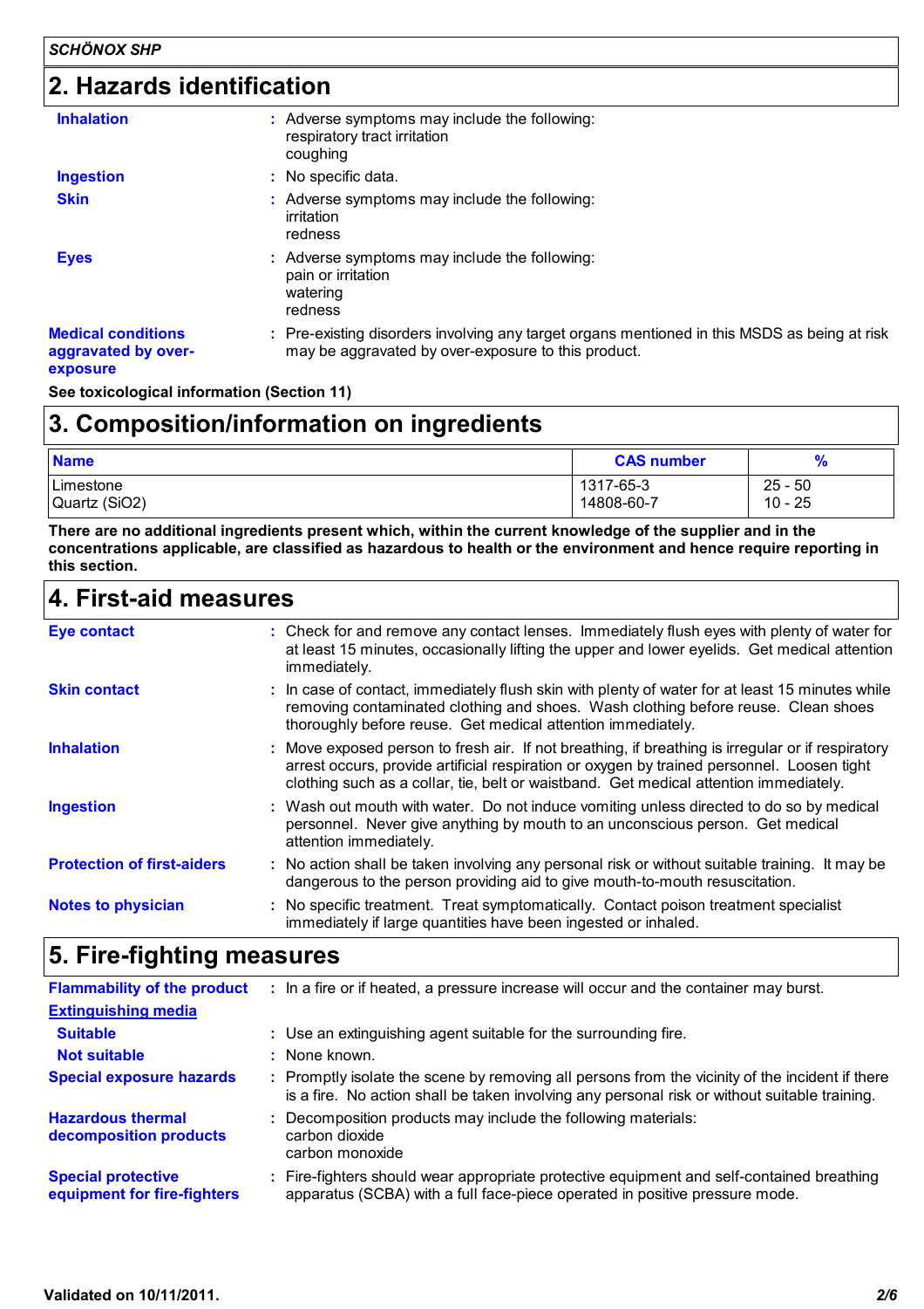## 2. Hazards identification

**Inhalation** : Adverse symptoms may include the following:
respiratory tract irritation
coughing

**Ingestion** : No specific data.

**Skin** : Adverse symptoms may include the following:
irritation
redness

**Eyes** : Adverse symptoms may include the following:
pain or irritation
watering
redness

**Medical conditions aggravated by over-exposure** : Pre-existing disorders involving any target organs mentioned in this MSDS as being at risk may be aggravated by over-exposure to this product.

**See toxicological information (Section 11)**

## 3. Composition/information on ingredients

| Name | CAS number | % |
|---|---|---|
| Limestone | 1317-65-3 | 25 - 50 |
| Quartz ($SiO_2$) | 14808-60-7 | 10 - 25 |

**There are no additional ingredients present which, within the current knowledge of the supplier and in the concentrations applicable, are classified as hazardous to health or the environment and hence require reporting in this section.**

## 4. First-aid measures

**Eye contact** : Check for and remove any contact lenses. Immediately flush eyes with plenty of water for at least 15 minutes, occasionally lifting the upper and lower eyelids. Get medical attention immediately.

**Skin contact** : In case of contact, immediately flush skin with plenty of water for at least 15 minutes while removing contaminated clothing and shoes. Wash clothing before reuse. Clean shoes thoroughly before reuse. Get medical attention immediately.

**Inhalation** : Move exposed person to fresh air. If not breathing, if breathing is irregular or if respiratory arrest occurs, provide artificial respiration or oxygen by trained personnel. Loosen tight clothing such as a collar, tie, belt or waistband. Get medical attention immediately.

**Ingestion** : Wash out mouth with water. Do not induce vomiting unless directed to do so by medical personnel. Never give anything by mouth to an unconscious person. Get medical attention immediately.

**Protection of first-aiders** : No action shall be taken involving any personal risk or without suitable training. It may be dangerous to the person providing aid to give mouth-to-mouth resuscitation.

**Notes to physician** : No specific treatment. Treat symptomatically. Contact poison treatment specialist immediately if large quantities have been ingested or inhaled.

## 5. Fire-fighting measures

**Flammability of the product** : In a fire or if heated, a pressure increase will occur and the container may burst.

**Extinguishing media**

**Suitable** : Use an extinguishing agent suitable for the surrounding fire.

**Not suitable** : None known.

**Special exposure hazards** : Promptly isolate the scene by removing all persons from the vicinity of the incident if there is a fire. No action shall be taken involving any personal risk or without suitable training.

**Hazardous thermal decomposition products** : Decomposition products may include the following materials:
carbon dioxide
carbon monoxide

**Special protective equipment for fire-fighters** : Fire-fighters should wear appropriate protective equipment and self-contained breathing apparatus (SCBA) with a full face-piece operated in positive pressure mode.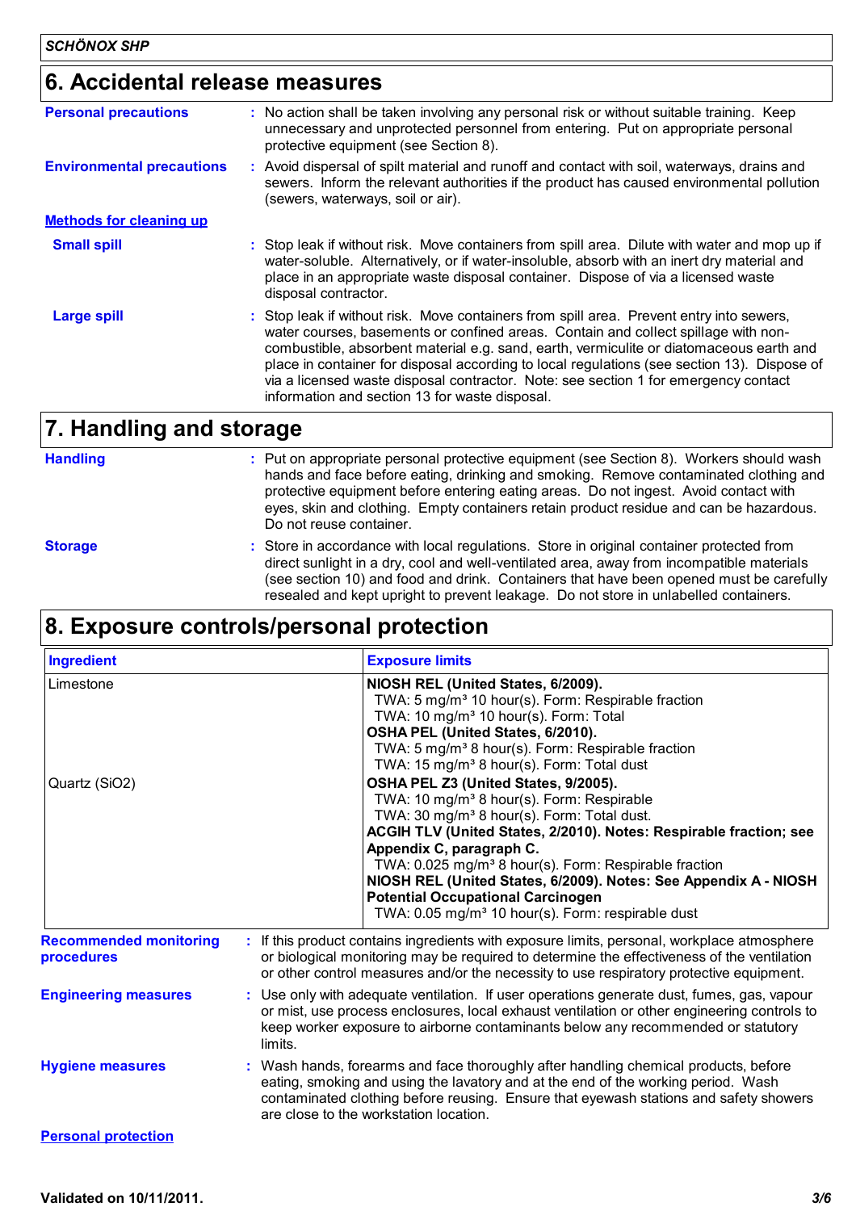## 6. Accidental release measures

**Personal precautions** : No action shall be taken involving any personal risk or without suitable training. Keep unnecessary and unprotected personnel from entering. Put on appropriate personal protective equipment (see Section 8).

**Environmental precautions** : Avoid dispersal of spilt material and runoff and contact with soil, waterways, drains and sewers. Inform the relevant authorities if the product has caused environmental pollution (sewers, waterways, soil or air).

**Methods for cleaning up**

**Small spill** : Stop leak if without risk. Move containers from spill area. Dilute with water and mop up if water-soluble. Alternatively, or if water-insoluble, absorb with an inert dry material and place in an appropriate waste disposal container. Dispose of via a licensed waste disposal contractor.

**Large spill** : Stop leak if without risk. Move containers from spill area. Prevent entry into sewers, water courses, basements or confined areas. Contain and collect spillage with non-combustible, absorbent material e.g. sand, earth, vermiculite or diatomaceous earth and place in container for disposal according to local regulations (see section 13). Dispose of via a licensed waste disposal contractor. Note: see section 1 for emergency contact information and section 13 for waste disposal.

## 7. Handling and storage

**Handling** : Put on appropriate personal protective equipment (see Section 8). Workers should wash hands and face before eating, drinking and smoking. Remove contaminated clothing and protective equipment before entering eating areas. Do not ingest. Avoid contact with eyes, skin and clothing. Empty containers retain product residue and can be hazardous. Do not reuse container.

**Storage** : Store in accordance with local regulations. Store in original container protected from direct sunlight in a dry, cool and well-ventilated area, away from incompatible materials (see section 10) and food and drink. Containers that have been opened must be carefully resealed and kept upright to prevent leakage. Do not store in unlabelled containers.

## 8. Exposure controls/personal protection

| Ingredient | Exposure limits |
|---|---|
| Limestone | **NIOSH REL (United States, 6/2009).**<br>TWA: 5 mg/m³ 10 hour(s). Form: Respirable fraction<br>TWA: 10 mg/m³ 10 hour(s). Form: Total<br>**OSHA PEL (United States, 6/2010).**<br>TWA: 5 mg/m³ 8 hour(s). Form: Respirable fraction<br>TWA: 15 mg/m³ 8 hour(s). Form: Total dust |
| Quartz ($SiO_2$) | **OSHA PEL Z3 (United States, 9/2005).**<br>TWA: 10 mg/m³ 8 hour(s). Form: Respirable<br>TWA: 30 mg/m³ 8 hour(s). Form: Total dust.<br>**ACGIH TLV (United States, 2/2010). Notes: Respirable fraction; see Appendix C, paragraph C.**<br>TWA: 0.025 mg/m³ 8 hour(s). Form: Respirable fraction<br>**NIOSH REL (United States, 6/2009). Notes: See Appendix A - NIOSH Potential Occupational Carcinogen**<br>TWA: 0.05 mg/m³ 10 hour(s). Form: respirable dust |

**Recommended monitoring procedures** : If this product contains ingredients with exposure limits, personal, workplace atmosphere or biological monitoring may be required to determine the effectiveness of the ventilation or other control measures and/or the necessity to use respiratory protective equipment.

**Engineering measures** : Use only with adequate ventilation. If user operations generate dust, fumes, gas, vapour or mist, use process enclosures, local exhaust ventilation or other engineering controls to keep worker exposure to airborne contaminants below any recommended or statutory limits.

**Hygiene measures** : Wash hands, forearms and face thoroughly after handling chemical products, before eating, smoking and using the lavatory and at the end of the working period. Wash contaminated clothing before reusing. Ensure that eyewash stations and safety showers are close to the workstation location.

**Personal protection**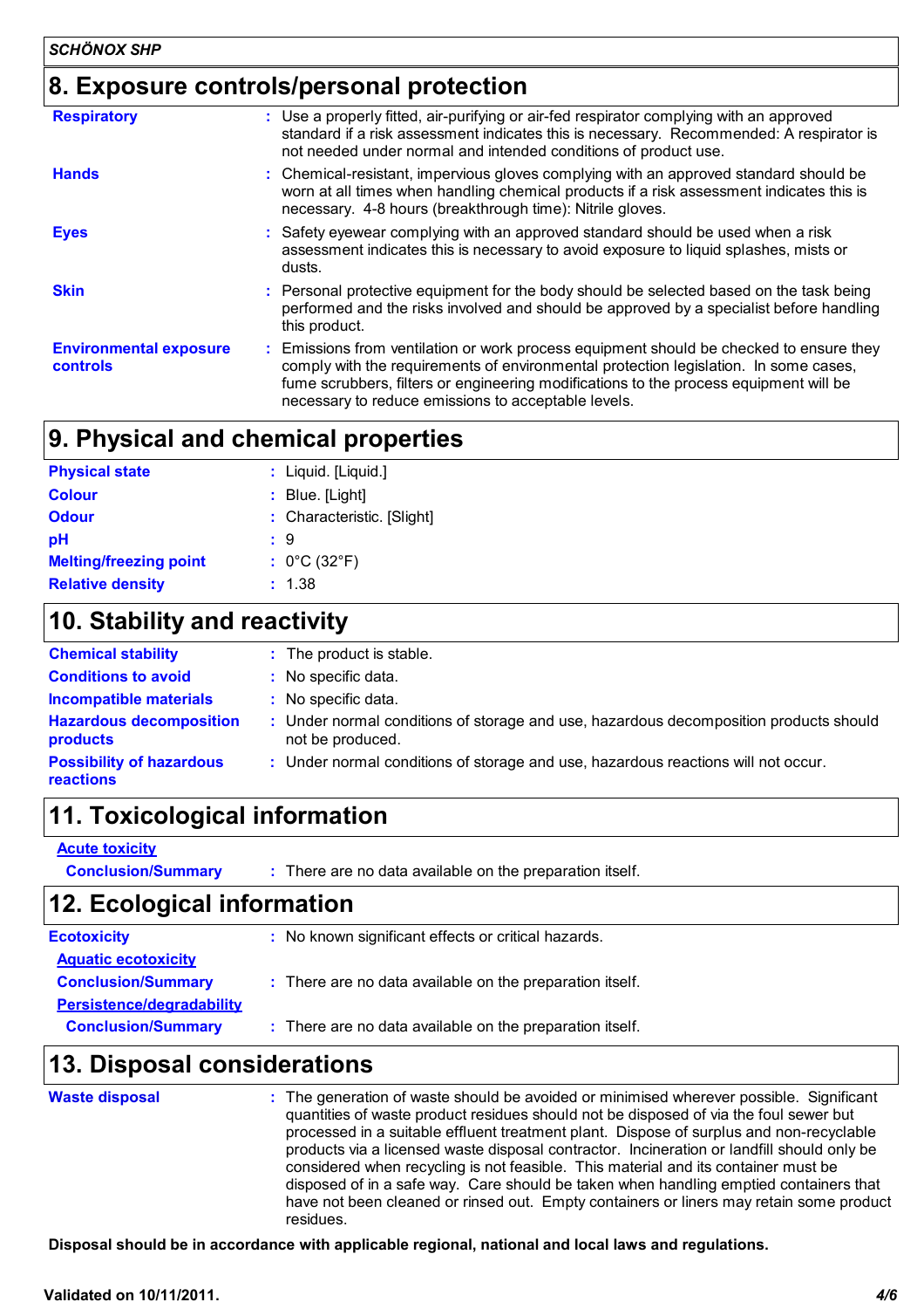## 8. Exposure controls/personal protection

**Respiratory** : Use a properly fitted, air-purifying or air-fed respirator complying with an approved standard if a risk assessment indicates this is necessary. Recommended: A respirator is not needed under normal and intended conditions of product use.

**Hands** : Chemical-resistant, impervious gloves complying with an approved standard should be worn at all times when handling chemical products if a risk assessment indicates this is necessary. 4-8 hours (breakthrough time): Nitrile gloves.

**Eyes** : Safety eyewear complying with an approved standard should be used when a risk assessment indicates this is necessary to avoid exposure to liquid splashes, mists or dusts.

**Skin** : Personal protective equipment for the body should be selected based on the task being performed and the risks involved and should be approved by a specialist before handling this product.

**Environmental exposure controls** : Emissions from ventilation or work process equipment should be checked to ensure they comply with the requirements of environmental protection legislation. In some cases, fume scrubbers, filters or engineering modifications to the process equipment will be necessary to reduce emissions to acceptable levels.

## 9. Physical and chemical properties

**Physical state** : Liquid. [Liquid.]

**Colour** : Blue. [Light]

**Odour** : Characteristic. [Slight]

**pH** : 9

**Melting/freezing point** : 0°C (32°F)

**Relative density** : 1.38

## 10. Stability and reactivity

**Chemical stability** : The product is stable.

**Conditions to avoid** : No specific data.

**Incompatible materials** : No specific data.

**Hazardous decomposition products** : Under normal conditions of storage and use, hazardous decomposition products should not be produced.

**Possibility of hazardous reactions** : Under normal conditions of storage and use, hazardous reactions will not occur.

## 11. Toxicological information

**Acute toxicity**

**Conclusion/Summary** : There are no data available on the preparation itself.

## 12. Ecological information

**Ecotoxicity** : No known significant effects or critical hazards.

**Aquatic ecotoxicity**

**Conclusion/Summary** : There are no data available on the preparation itself.

**Persistence/degradability**

**Conclusion/Summary** : There are no data available on the preparation itself.

## 13. Disposal considerations

**Waste disposal** : The generation of waste should be avoided or minimised wherever possible. Significant quantities of waste product residues should not be disposed of via the foul sewer but processed in a suitable effluent treatment plant. Dispose of surplus and non-recyclable products via a licensed waste disposal contractor. Incineration or landfill should only be considered when recycling is not feasible. This material and its container must be disposed of in a safe way. Care should be taken when handling emptied containers that have not been cleaned or rinsed out. Empty containers or liners may retain some product residues.

**Disposal should be in accordance with applicable regional, national and local laws and regulations.**

**Validated on 10/11/2011.**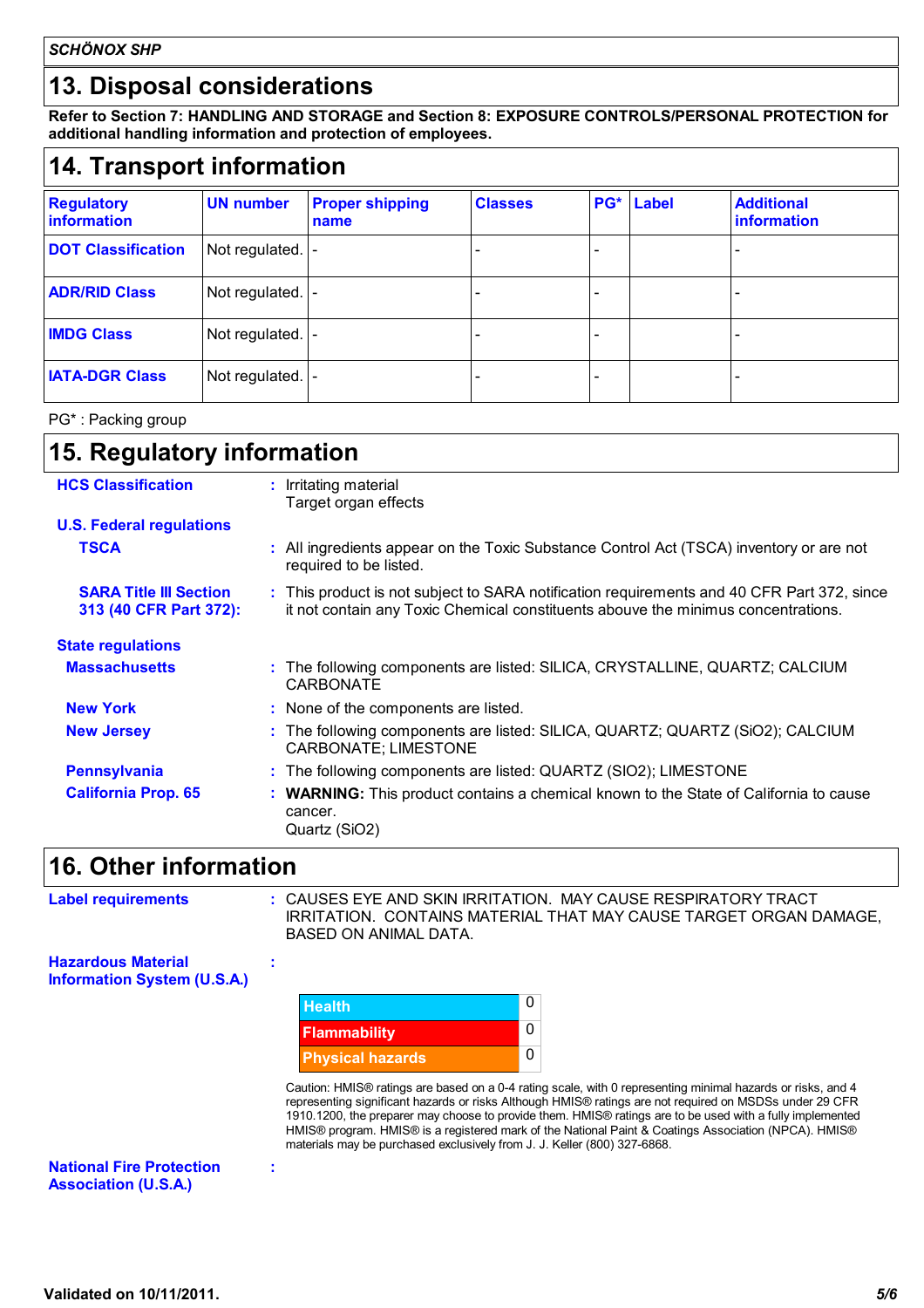## 13. Disposal considerations

**Refer to Section 7: HANDLING AND STORAGE and Section 8: EXPOSURE CONTROLS/PERSONAL PROTECTION for additional handling information and protection of employees.**

## 14. Transport information

| Regulatory information | UN number | Proper shipping name | Classes | PG* | Label | Additional information |
|---|---|---|---|---|---|---|
| DOT Classification | Not regulated. | - | - | - | | - |
| ADR/RID Class | Not regulated. | - | - | - | | - |
| IMDG Class | Not regulated. | - | - | - | | - |
| IATA-DGR Class | Not regulated. | - | - | - | | - |

PG* : Packing group

## 15. Regulatory information

**HCS Classification** : Irritating material
Target organ effects

**U.S. Federal regulations**

**TSCA** : All ingredients appear on the Toxic Substance Control Act (TSCA) inventory or are not required to be listed.

**SARA Title III Section 313 (40 CFR Part 372):** : This product is not subject to SARA notification requirements and 40 CFR Part 372, since it not contain any Toxic Chemical constituents abouve the minimus concentrations.

**State regulations**

**Massachusetts** : The following components are listed: SILICA, CRYSTALLINE, QUARTZ; CALCIUM CARBONATE

**New York** : None of the components are listed.

**New Jersey** : The following components are listed: SILICA, QUARTZ; QUARTZ ($SiO_2$); CALCIUM CARBONATE; LIMESTONE

**Pennsylvania** : The following components are listed: QUARTZ ($SIO_2$); LIMESTONE

**California Prop. 65** : **WARNING:** This product contains a chemical known to the State of California to cause cancer.
Quartz ($SiO_2$)

## 16. Other information

**Label requirements** : CAUSES EYE AND SKIN IRRITATION. MAY CAUSE RESPIRATORY TRACT IRRITATION. CONTAINS MATERIAL THAT MAY CAUSE TARGET ORGAN DAMAGE, BASED ON ANIMAL DATA.

**Hazardous Material Information System (U.S.A.)** :

| | |
|---|---|
| Health | 0 |
| Flammability | 0 |
| Physical hazards | 0 |

Caution: HMIS® ratings are based on a 0-4 rating scale, with 0 representing minimal hazards or risks, and 4 representing significant hazards or risks Although HMIS® ratings are not required on MSDSs under 29 CFR 1910.1200, the preparer may choose to provide them. HMIS® ratings are to be used with a fully implemented HMIS® program. HMIS® is a registered mark of the National Paint & Coatings Association (NPCA). HMIS® materials may be purchased exclusively from J. J. Keller (800) 327-6868.

**National Fire Protection Association (U.S.A.)** :

**Validated on 10/11/2011.**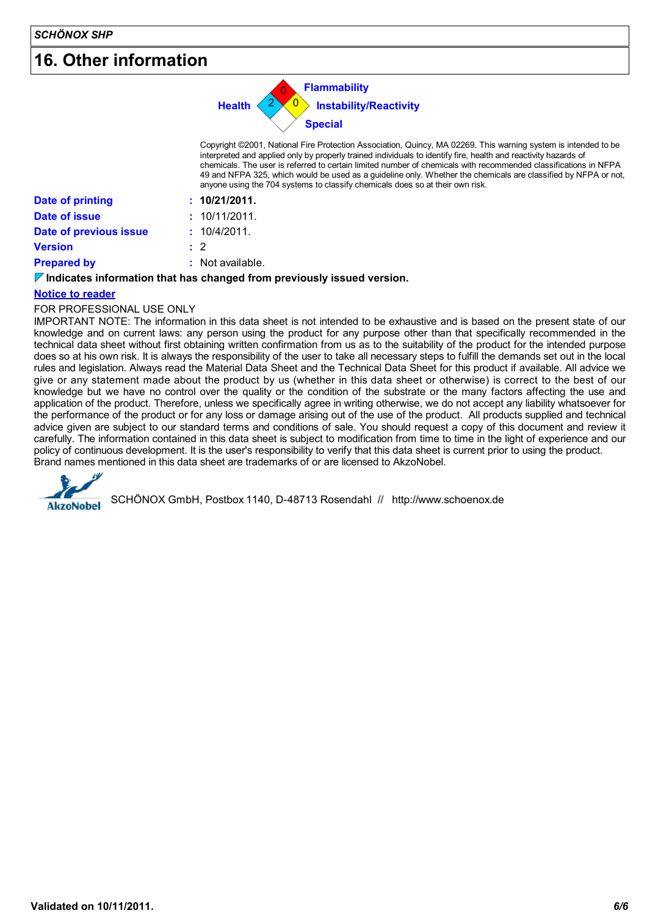## 16. Other information

Health 2
Flammability 0
Instability/Reactivity 0
Special

Copyright ©2001, National Fire Protection Association, Quincy, MA 02269. This warning system is intended to be interpreted and applied only by properly trained individuals to identify fire, health and reactivity hazards of chemicals. The user is referred to certain limited number of chemicals with recommended classifications in NFPA 49 and NFPA 325, which would be used as a guideline only. Whether the chemicals are classified by NFPA or not, anyone using the 704 systems to classify chemicals does so at their own risk.

| | |
|---|---|
| **Date of printing** | : **10/21/2011.** |
| **Date of issue** | : 10/11/2011. |
| **Date of previous issue** | : 10/4/2011. |
| **Version** | : 2 |
| **Prepared by** | : Not available. |

**Indicates information that has changed from previously issued version.**

**Notice to reader**

FOR PROFESSIONAL USE ONLY
IMPORTANT NOTE: The information in this data sheet is not intended to be exhaustive and is based on the present state of our knowledge and on current laws: any person using the product for any purpose other than that specifically recommended in the technical data sheet without first obtaining written confirmation from us as to the suitability of the product for the intended purpose does so at his own risk. It is always the responsibility of the user to take all necessary steps to fulfill the demands set out in the local rules and legislation. Always read the Material Data Sheet and the Technical Data Sheet for this product if available. All advice we give or any statement made about the product by us (whether in this data sheet or otherwise) is correct to the best of our knowledge but we have no control over the quality or the condition of the substrate or the many factors affecting the use and application of the product. Therefore, unless we specifically agree in writing otherwise, we do not accept any liability whatsoever for the performance of the product or for any loss or damage arising out of the use of the product. All products supplied and technical advice given are subject to our standard terms and conditions of sale. You should request a copy of this document and review it carefully. The information contained in this data sheet is subject to modification from time to time in the light of experience and our policy of continuous development. It is the user's responsibility to verify that this data sheet is current prior to using the product.
Brand names mentioned in this data sheet are trademarks of or are licensed to AkzoNobel.

AkzoNobel

SCHÖNOX GmbH, Postbox 1140, D-48713 Rosendahl // http://www.schoenox.de

**Validated on 10/11/2011.**